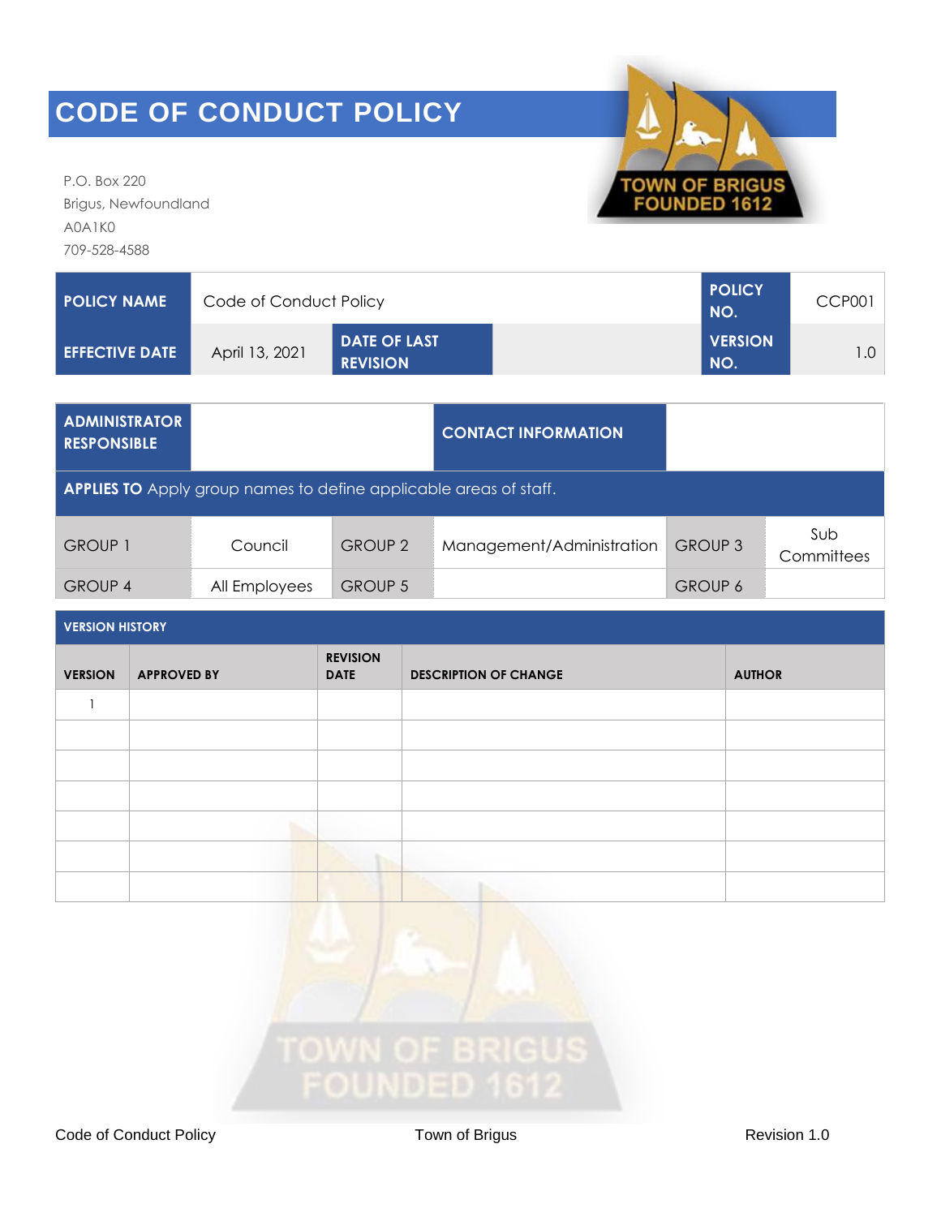# CODE OF CONDUCT POLICY

P.O. Box 220
Brigus, Newfoundland
A0A1K0
709-528-4588

| POLICY NAME | Code of Conduct Policy | | | POLICY NO. | CCP001 |
|---|---|---|---|---|---|
| EFFECTIVE DATE | April 13, 2021 | DATE OF LAST REVISION | | VERSION NO. | 1.0 |

| ADMINISTRATOR RESPONSIBLE | | CONTACT INFORMATION | | | |
|---|---|---|---|---|---|
| **APPLIES TO** Apply group names to define applicable areas of staff. | | | | | |
| GROUP 1 | Council | GROUP 2 | Management/Administration | GROUP 3 | Sub Committees |
| GROUP 4 | All Employees | GROUP 5 | | GROUP 6 | |

**VERSION HISTORY**

| VERSION | APPROVED BY | REVISION DATE | DESCRIPTION OF CHANGE | AUTHOR |
|---|---|---|---|---|
| 1 | | | | |
| | | | | |
| | | | | |
| | | | | |
| | | | | |
| | | | | |
| | | | | |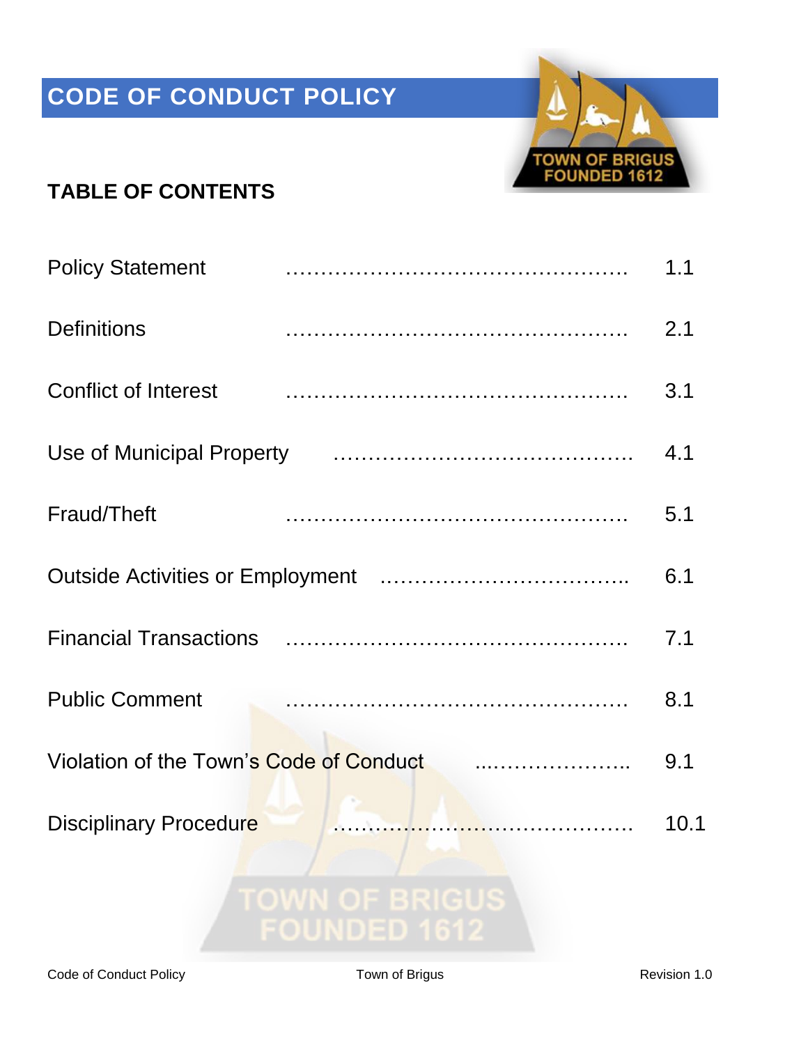# CODE OF CONDUCT POLICY

## TABLE OF CONTENTS

| Section | Page |
|---|---|
| Policy Statement | 1.1 |
| Definitions | 2.1 |
| Conflict of Interest | 3.1 |
| Use of Municipal Property | 4.1 |
| Fraud/Theft | 5.1 |
| Outside Activities or Employment | 6.1 |
| Financial Transactions | 7.1 |
| Public Comment | 8.1 |
| Violation of the Town's Code of Conduct | 9.1 |
| Disciplinary Procedure | 10.1 |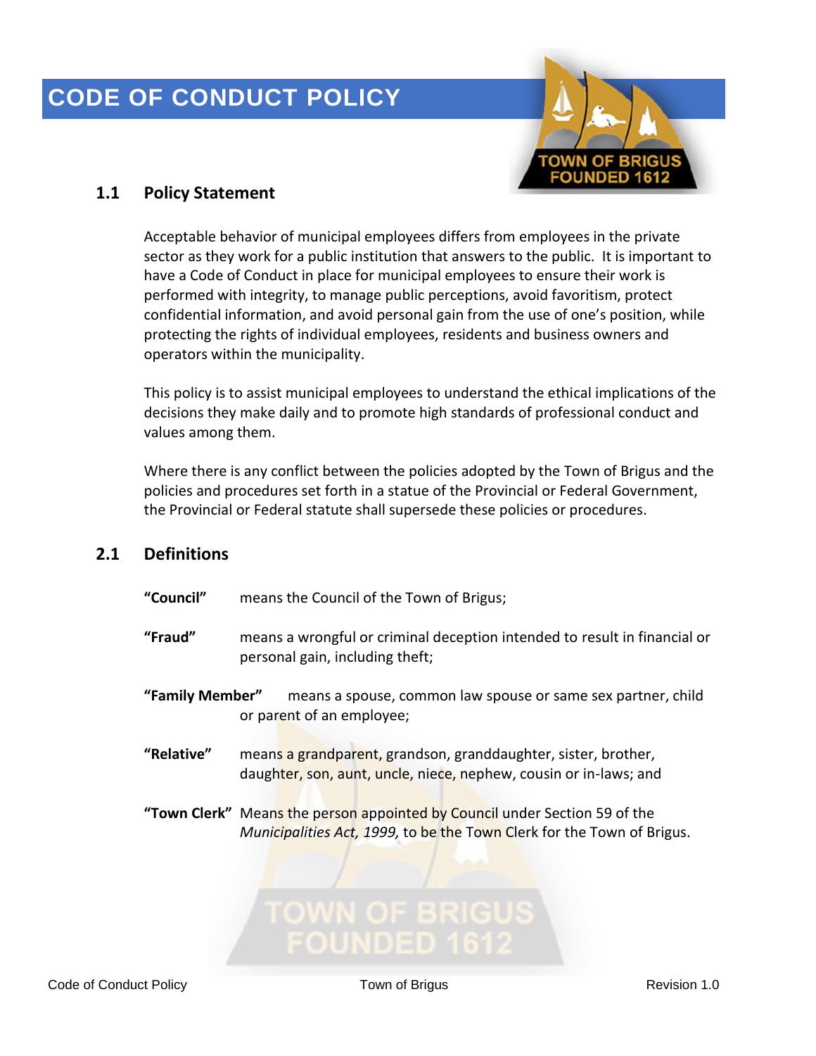# CODE OF CONDUCT POLICY

## 1.1 Policy Statement

Acceptable behavior of municipal employees differs from employees in the private sector as they work for a public institution that answers to the public. It is important to have a Code of Conduct in place for municipal employees to ensure their work is performed with integrity, to manage public perceptions, avoid favoritism, protect confidential information, and avoid personal gain from the use of one's position, while protecting the rights of individual employees, residents and business owners and operators within the municipality.

This policy is to assist municipal employees to understand the ethical implications of the decisions they make daily and to promote high standards of professional conduct and values among them.

Where there is any conflict between the policies adopted by the Town of Brigus and the policies and procedures set forth in a statue of the Provincial or Federal Government, the Provincial or Federal statute shall supersede these policies or procedures.

## 2.1 Definitions

**"Council"** means the Council of the Town of Brigus;

**"Fraud"** means a wrongful or criminal deception intended to result in financial or personal gain, including theft;

**"Family Member"** means a spouse, common law spouse or same sex partner, child or parent of an employee;

**"Relative"** means a grandparent, grandson, granddaughter, sister, brother, daughter, son, aunt, uncle, niece, nephew, cousin or in-laws; and

**"Town Clerk"** Means the person appointed by Council under Section 59 of the *Municipalities Act, 1999,* to be the Town Clerk for the Town of Brigus.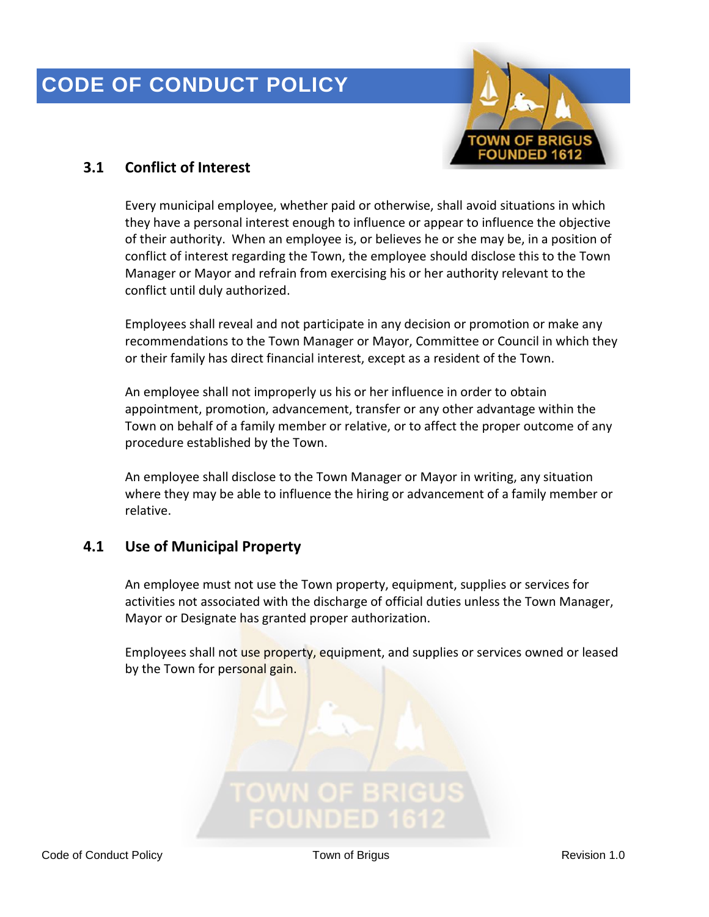# CODE OF CONDUCT POLICY

## 3.1 Conflict of Interest

Every municipal employee, whether paid or otherwise, shall avoid situations in which they have a personal interest enough to influence or appear to influence the objective of their authority. When an employee is, or believes he or she may be, in a position of conflict of interest regarding the Town, the employee should disclose this to the Town Manager or Mayor and refrain from exercising his or her authority relevant to the conflict until duly authorized.

Employees shall reveal and not participate in any decision or promotion or make any recommendations to the Town Manager or Mayor, Committee or Council in which they or their family has direct financial interest, except as a resident of the Town.

An employee shall not improperly us his or her influence in order to obtain appointment, promotion, advancement, transfer or any other advantage within the Town on behalf of a family member or relative, or to affect the proper outcome of any procedure established by the Town.

An employee shall disclose to the Town Manager or Mayor in writing, any situation where they may be able to influence the hiring or advancement of a family member or relative.

## 4.1 Use of Municipal Property

An employee must not use the Town property, equipment, supplies or services for activities not associated with the discharge of official duties unless the Town Manager, Mayor or Designate has granted proper authorization.

Employees shall not use property, equipment, and supplies or services owned or leased by the Town for personal gain.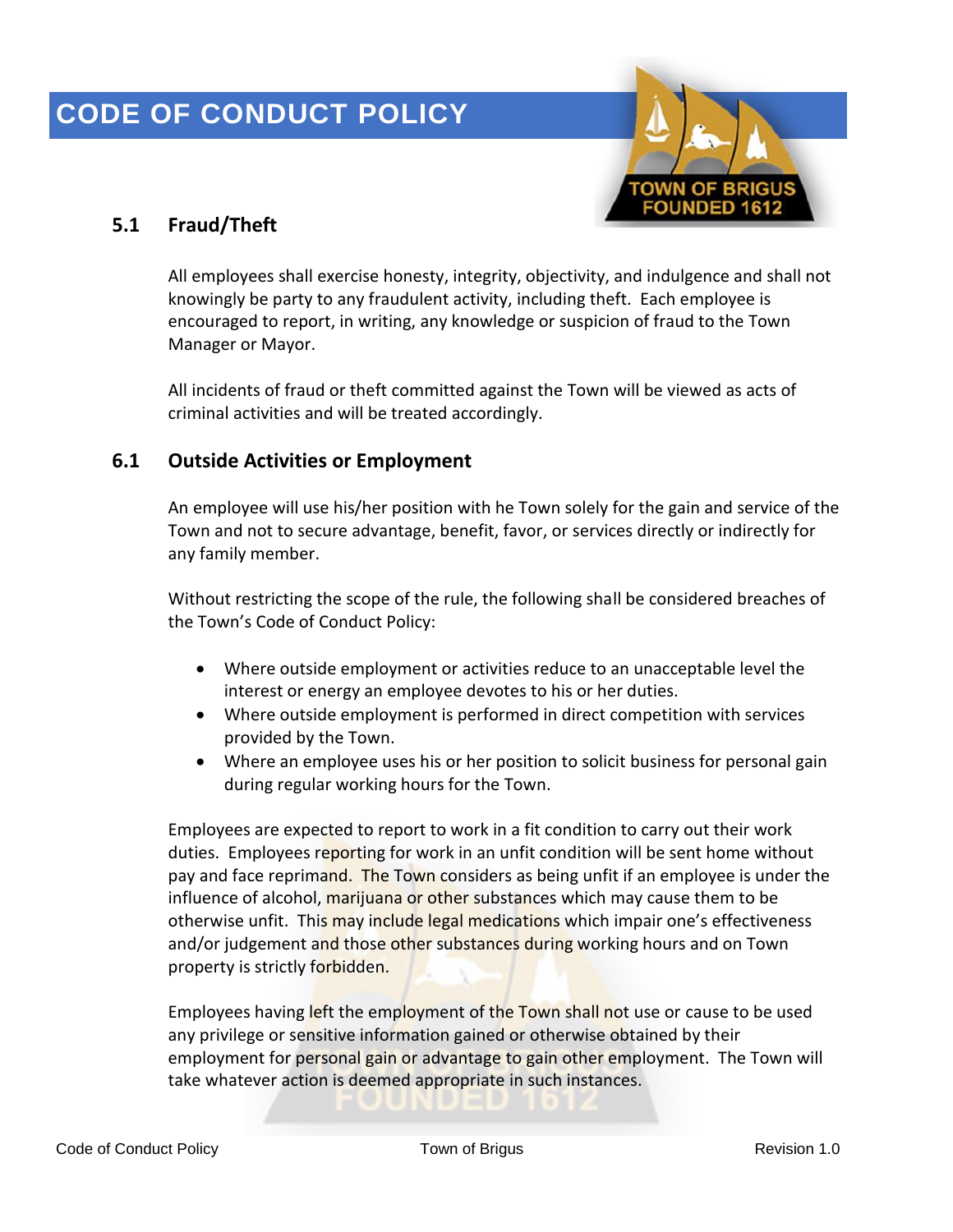# CODE OF CONDUCT POLICY

## 5.1 Fraud/Theft

All employees shall exercise honesty, integrity, objectivity, and indulgence and shall not knowingly be party to any fraudulent activity, including theft. Each employee is encouraged to report, in writing, any knowledge or suspicion of fraud to the Town Manager or Mayor.

All incidents of fraud or theft committed against the Town will be viewed as acts of criminal activities and will be treated accordingly.

## 6.1 Outside Activities or Employment

An employee will use his/her position with he Town solely for the gain and service of the Town and not to secure advantage, benefit, favor, or services directly or indirectly for any family member.

Without restricting the scope of the rule, the following shall be considered breaches of the Town's Code of Conduct Policy:

- Where outside employment or activities reduce to an unacceptable level the interest or energy an employee devotes to his or her duties.
- Where outside employment is performed in direct competition with services provided by the Town.
- Where an employee uses his or her position to solicit business for personal gain during regular working hours for the Town.

Employees are expected to report to work in a fit condition to carry out their work duties. Employees reporting for work in an unfit condition will be sent home without pay and face reprimand. The Town considers as being unfit if an employee is under the influence of alcohol, marijuana or other substances which may cause them to be otherwise unfit. This may include legal medications which impair one's effectiveness and/or judgement and those other substances during working hours and on Town property is strictly forbidden.

Employees having left the employment of the Town shall not use or cause to be used any privilege or sensitive information gained or otherwise obtained by their employment for personal gain or advantage to gain other employment. The Town will take whatever action is deemed appropriate in such instances.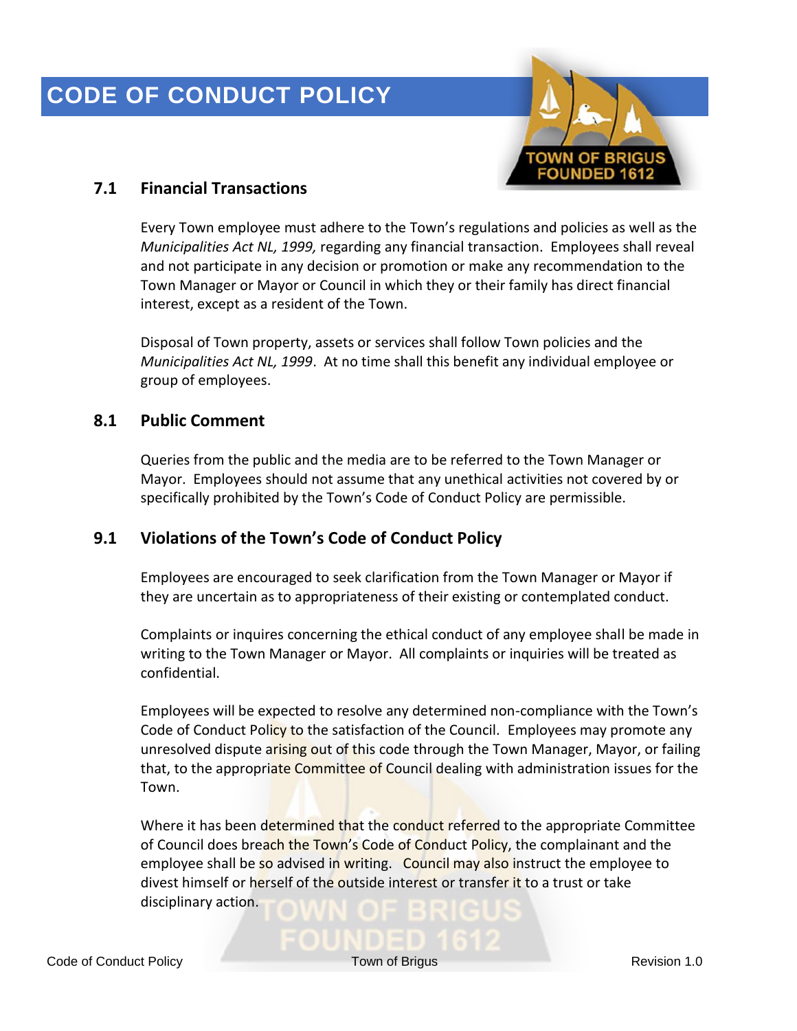# CODE OF CONDUCT POLICY

## 7.1 Financial Transactions

Every Town employee must adhere to the Town's regulations and policies as well as the *Municipalities Act NL, 1999,* regarding any financial transaction. Employees shall reveal and not participate in any decision or promotion or make any recommendation to the Town Manager or Mayor or Council in which they or their family has direct financial interest, except as a resident of the Town.

Disposal of Town property, assets or services shall follow Town policies and the *Municipalities Act NL, 1999*. At no time shall this benefit any individual employee or group of employees.

## 8.1 Public Comment

Queries from the public and the media are to be referred to the Town Manager or Mayor. Employees should not assume that any unethical activities not covered by or specifically prohibited by the Town's Code of Conduct Policy are permissible.

## 9.1 Violations of the Town's Code of Conduct Policy

Employees are encouraged to seek clarification from the Town Manager or Mayor if they are uncertain as to appropriateness of their existing or contemplated conduct.

Complaints or inquires concerning the ethical conduct of any employee shall be made in writing to the Town Manager or Mayor. All complaints or inquiries will be treated as confidential.

Employees will be expected to resolve any determined non-compliance with the Town's Code of Conduct Policy to the satisfaction of the Council. Employees may promote any unresolved dispute arising out of this code through the Town Manager, Mayor, or failing that, to the appropriate Committee of Council dealing with administration issues for the Town.

Where it has been determined that the conduct referred to the appropriate Committee of Council does breach the Town's Code of Conduct Policy, the complainant and the employee shall be so advised in writing. Council may also instruct the employee to divest himself or herself of the outside interest or transfer it to a trust or take disciplinary action.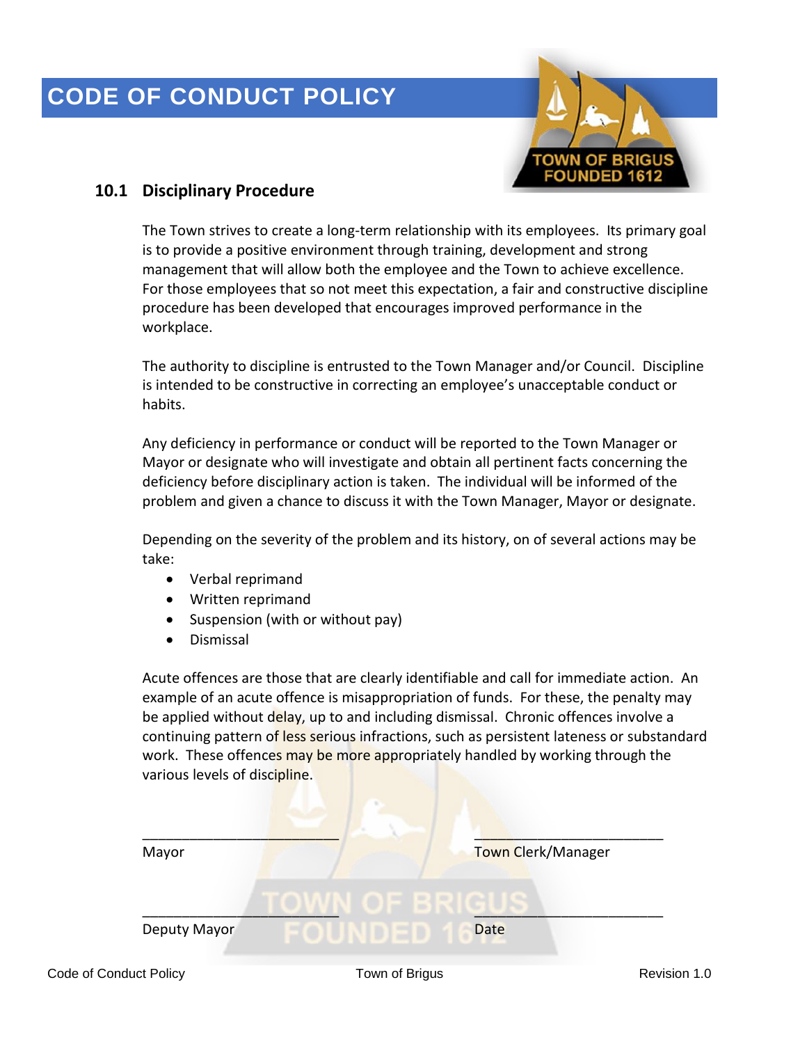# CODE OF CONDUCT POLICY

## 10.1 Disciplinary Procedure

The Town strives to create a long-term relationship with its employees. Its primary goal is to provide a positive environment through training, development and strong management that will allow both the employee and the Town to achieve excellence. For those employees that so not meet this expectation, a fair and constructive discipline procedure has been developed that encourages improved performance in the workplace.

The authority to discipline is entrusted to the Town Manager and/or Council. Discipline is intended to be constructive in correcting an employee's unacceptable conduct or habits.

Any deficiency in performance or conduct will be reported to the Town Manager or Mayor or designate who will investigate and obtain all pertinent facts concerning the deficiency before disciplinary action is taken. The individual will be informed of the problem and given a chance to discuss it with the Town Manager, Mayor or designate.

Depending on the severity of the problem and its history, on of several actions may be take:

- Verbal reprimand
- Written reprimand
- Suspension (with or without pay)
- Dismissal

Acute offences are those that are clearly identifiable and call for immediate action. An example of an acute offence is misappropriation of funds. For these, the penalty may be applied without delay, up to and including dismissal. Chronic offences involve a continuing pattern of less serious infractions, such as persistent lateness or substandard work. These offences may be more appropriately handled by working through the various levels of discipline.

\_\_\_\_\_\_\_\_\_\_\_\_\_\_\_\_\_\_\_\_\_\_\_\_\_ &nbsp;&nbsp;&nbsp;&nbsp; \_\_\_\_\_\_\_\_\_\_\_\_\_\_\_\_\_\_\_\_\_\_\_\_\_

Mayor &nbsp;&nbsp;&nbsp;&nbsp; Town Clerk/Manager

\_\_\_\_\_\_\_\_\_\_\_\_\_\_\_\_\_\_\_\_\_\_\_\_\_ &nbsp;&nbsp;&nbsp;&nbsp; \_\_\_\_\_\_\_\_\_\_\_\_\_\_\_\_\_\_\_\_\_\_\_\_\_

Deputy Mayor &nbsp;&nbsp;&nbsp;&nbsp; Date